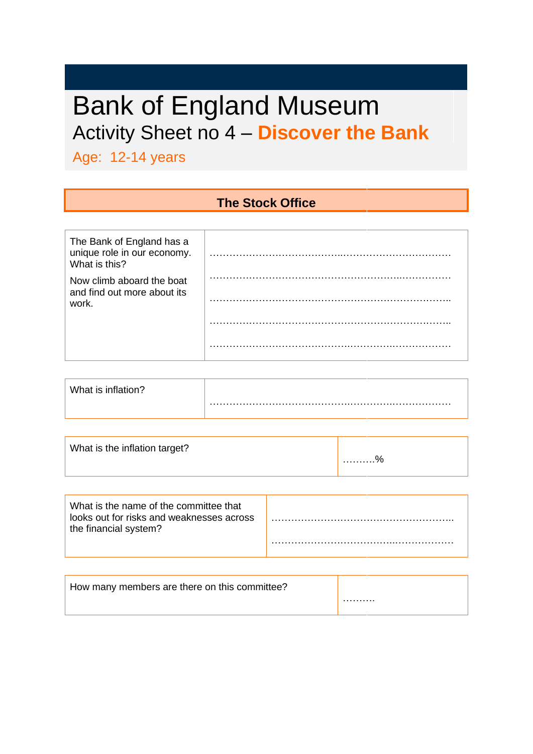# Bank of England Museum

## Activity Sheet no 4 – **Discover the Bank**

Age: 12-14 years

### The Stock Office

| The Bank of England has a unique role in our economy. What is this? Now climb aboard the boat and find out more about its work. | ……………………………………………………………………… ……………………………………………………………………… ……………………………………………………………………… ……………………………………………………………………… ……………………………………………………………………… |
|---|---|

| What is inflation? | ……………………………………………………………………… |
|---|---|

| What is the inflation target? | ……….% |
|---|---|

| What is the name of the committee that looks out for risks and weaknesses across the financial system? | ……………………………………………….. ……………………………………………….. |
|---|---|

| How many members are there on this committee? | ………. |
|---|---|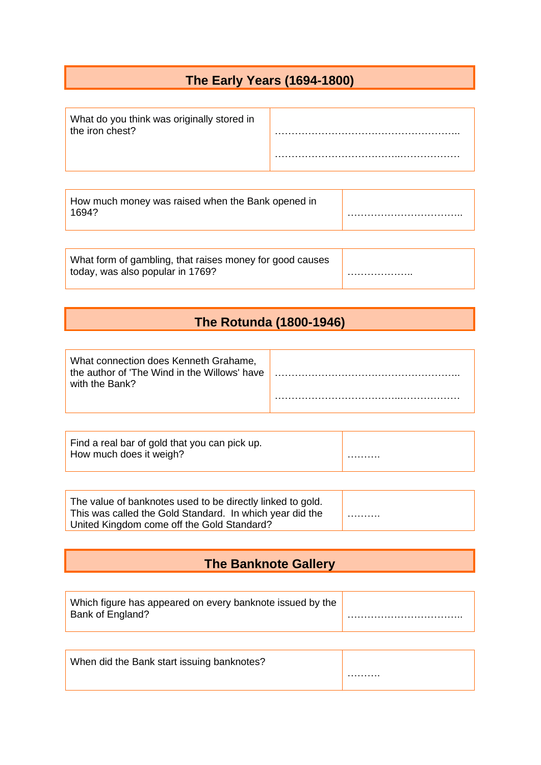## The Early Years (1694-1800)

| What do you think was originally stored in the iron chest? | ……………………………………………….. ………………………………..……………… |
|---|---|

| How much money was raised when the Bank opened in 1694? | …………………………….. |
|---|---|

| What form of gambling, that raises money for good causes today, was also popular in 1769? | ……………….. |
|---|---|

## The Rotunda (1800-1946)

| What connection does Kenneth Grahame, the author of 'The Wind in the Willows' have with the Bank? | ……………………………………………….. ………………………………..……………… |
|---|---|

| Find a real bar of gold that you can pick up. How much does it weigh? | ………. |
|---|---|

| The value of banknotes used to be directly linked to gold. This was called the Gold Standard. In which year did the United Kingdom come off the Gold Standard? | ………. |
|---|---|

## The Banknote Gallery

| Which figure has appeared on every banknote issued by the Bank of England? | …………………………….. |
|---|---|

| When did the Bank start issuing banknotes? | ………. |
|---|---|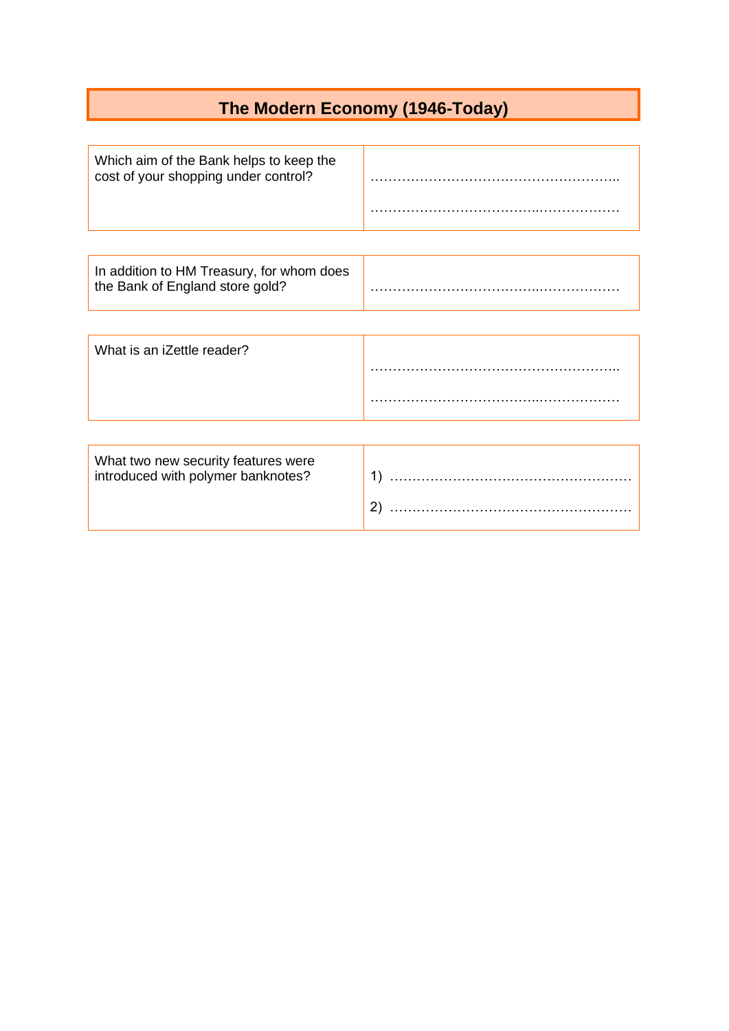## The Modern Economy (1946-Today)

| | |
|---|---|
| Which aim of the Bank helps to keep the cost of your shopping under control? | ……………………………………………….. ……………………………..……………… |

| | |
|---|---|
| In addition to HM Treasury, for whom does the Bank of England store gold? | ……………………………..……………… |

| | |
|---|---|
| What is an iZettle reader? | ……………………………………………….. ……………………………..……………… |

| | |
|---|---|
| What two new security features were introduced with polymer banknotes? | 1) ……………………………………………… 2) ……………………………………………… |